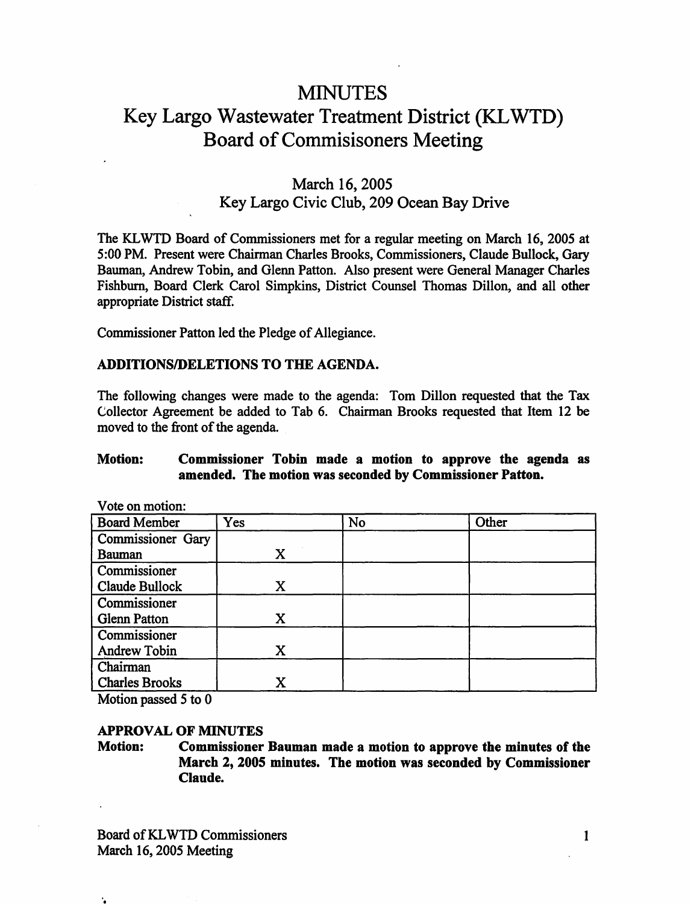# MINUTES

# Key Largo Wastewater Treatment District (KLWTD) Board of Commisisoners Meeting

## March 16, 2005
## Key Largo Civic Club, 209 Ocean Bay Drive

The KLWTD Board of Commissioners met for a regular meeting on March 16, 2005 at 5:00 PM. Present were Chairman Charles Brooks, Commissioners, Claude Bullock, Gary Bauman, Andrew Tobin, and Glenn Patton. Also present were General Manager Charles Fishburn, Board Clerk Carol Simpkins, District Counsel Thomas Dillon, and all other appropriate District staff.

Commissioner Patton led the Pledge of Allegiance.

**ADDITIONS/DELETIONS TO THE AGENDA.**

The following changes were made to the agenda: Tom Dillon requested that the Tax Collector Agreement be added to Tab 6. Chairman Brooks requested that Item 12 be moved to the front of the agenda.

**Motion: Commissioner Tobin made a motion to approve the agenda as amended. The motion was seconded by Commissioner Patton.**

Vote on motion:

| Board Member | Yes | No | Other |
|---|---|---|---|
| Commissioner Gary Bauman | X | | |
| Commissioner Claude Bullock | X | | |
| Commissioner Glenn Patton | X | | |
| Commissioner Andrew Tobin | X | | |
| Chairman Charles Brooks | X | | |

Motion passed 5 to 0

**APPROVAL OF MINUTES**

**Motion: Commissioner Bauman made a motion to approve the minutes of the March 2, 2005 minutes. The motion was seconded by Commissioner Claude.**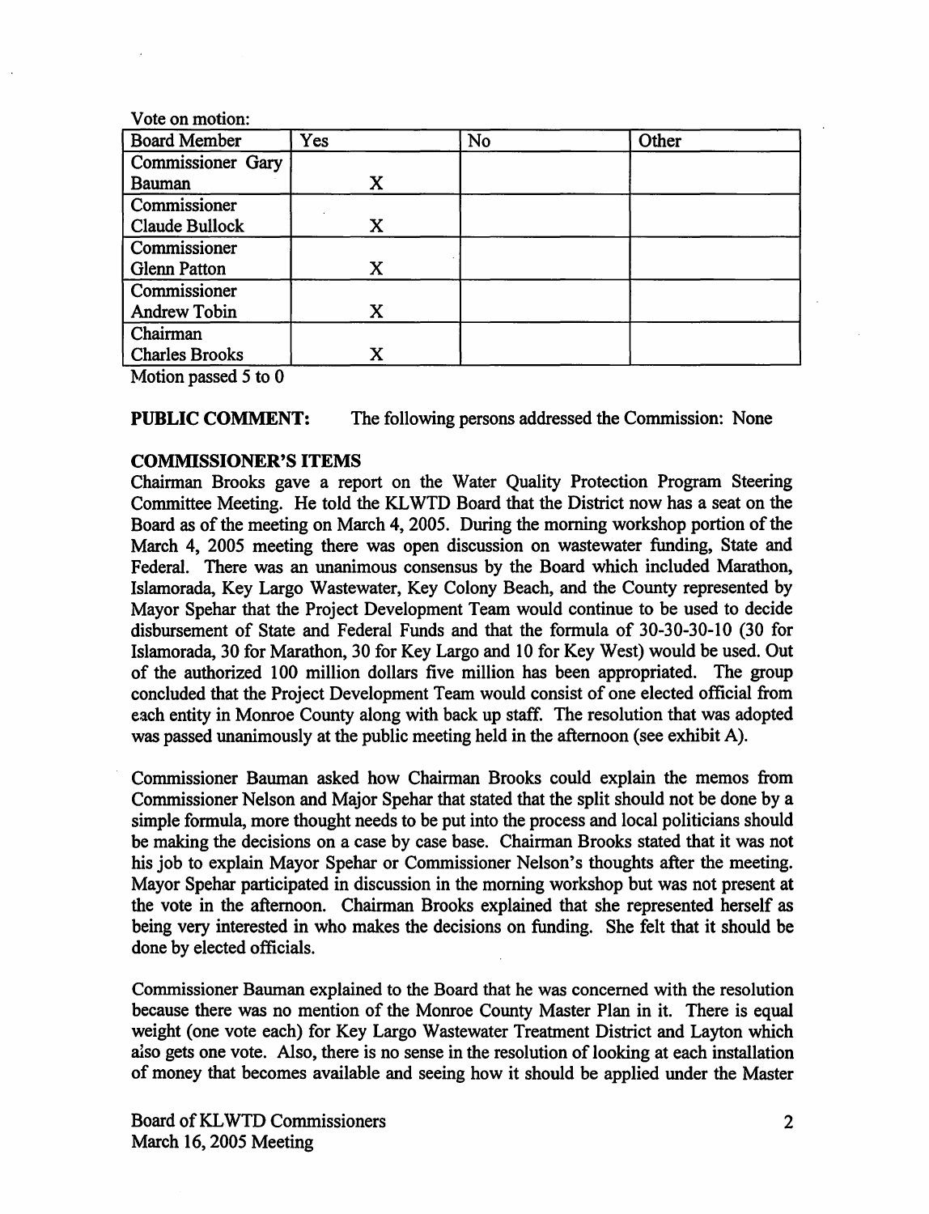Vote on motion:

| Board Member | Yes | No | Other |
|---|---|---|---|
| Commissioner Gary Bauman | X | | |
| Commissioner Claude Bullock | X | | |
| Commissioner Glenn Patton | X | | |
| Commissioner Andrew Tobin | X | | |
| Chairman Charles Brooks | X | | |

Motion passed 5 to 0

**PUBLIC COMMENT:** The following persons addressed the Commission: None

**COMMISSIONER'S ITEMS**

Chairman Brooks gave a report on the Water Quality Protection Program Steering Committee Meeting. He told the KLWTD Board that the District now has a seat on the Board as of the meeting on March 4, 2005. During the morning workshop portion of the March 4, 2005 meeting there was open discussion on wastewater funding, State and Federal. There was an unanimous consensus by the Board which included Marathon, Islamorada, Key Largo Wastewater, Key Colony Beach, and the County represented by Mayor Spehar that the Project Development Team would continue to be used to decide disbursement of State and Federal Funds and that the formula of 30-30-30-10 (30 for Islamorada, 30 for Marathon, 30 for Key Largo and 10 for Key West) would be used. Out of the authorized 100 million dollars five million has been appropriated. The group concluded that the Project Development Team would consist of one elected official from each entity in Monroe County along with back up staff. The resolution that was adopted was passed unanimously at the public meeting held in the afternoon (see exhibit A).

Commissioner Bauman asked how Chairman Brooks could explain the memos from Commissioner Nelson and Major Spehar that stated that the split should not be done by a simple formula, more thought needs to be put into the process and local politicians should be making the decisions on a case by case base. Chairman Brooks stated that it was not his job to explain Mayor Spehar or Commissioner Nelson's thoughts after the meeting. Mayor Spehar participated in discussion in the morning workshop but was not present at the vote in the afternoon. Chairman Brooks explained that she represented herself as being very interested in who makes the decisions on funding. She felt that it should be done by elected officials.

Commissioner Bauman explained to the Board that he was concerned with the resolution because there was no mention of the Monroe County Master Plan in it. There is equal weight (one vote each) for Key Largo Wastewater Treatment District and Layton which also gets one vote. Also, there is no sense in the resolution of looking at each installation of money that becomes available and seeing how it should be applied under the Master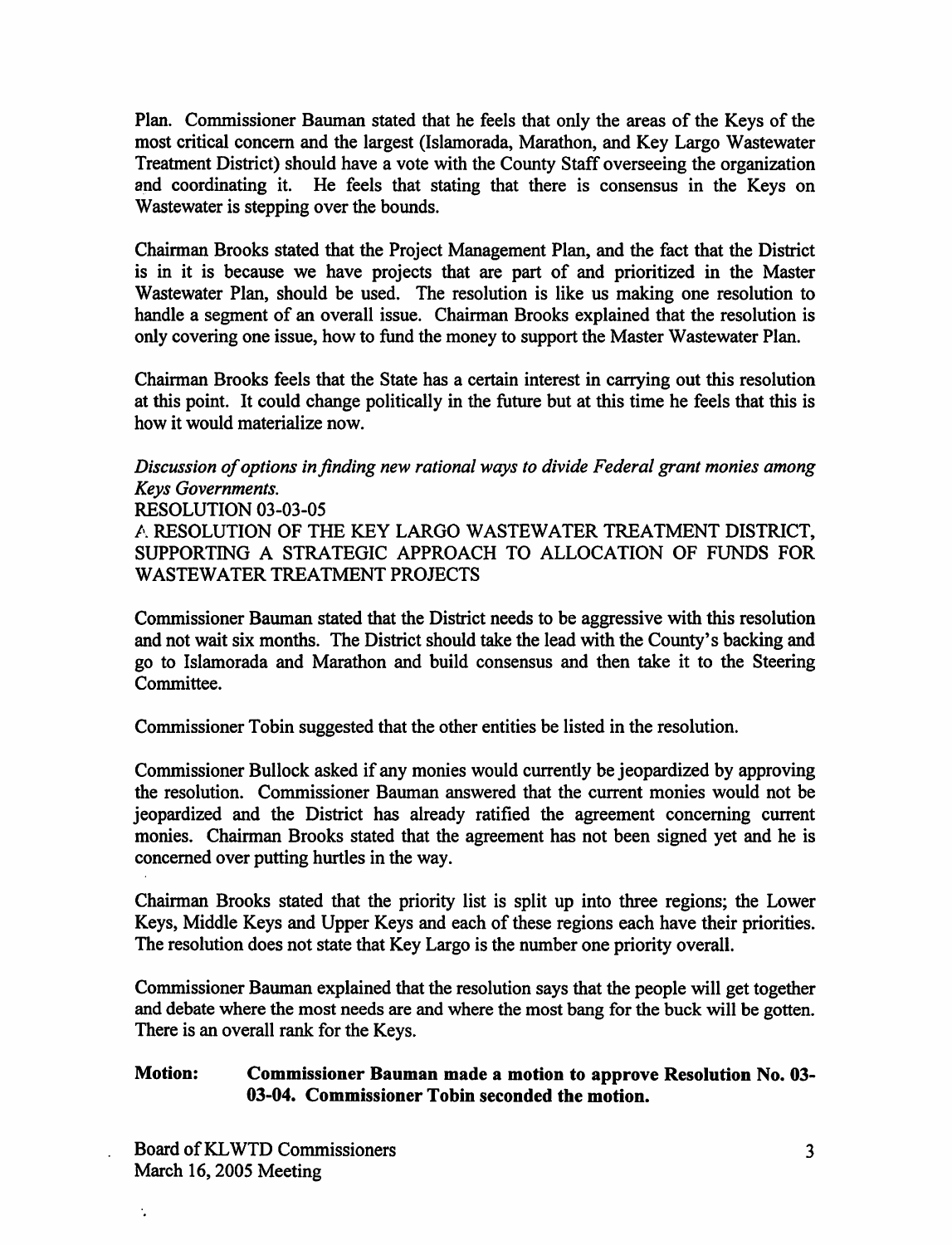Plan. Commissioner Bauman stated that he feels that only the areas of the Keys of the most critical concern and the largest (Islamorada, Marathon, and Key Largo Wastewater Treatment District) should have a vote with the County Staff overseeing the organization and coordinating it. He feels that stating that there is consensus in the Keys on Wastewater is stepping over the bounds.

Chairman Brooks stated that the Project Management Plan, and the fact that the District is in it is because we have projects that are part of and prioritized in the Master Wastewater Plan, should be used. The resolution is like us making one resolution to handle a segment of an overall issue. Chairman Brooks explained that the resolution is only covering one issue, how to fund the money to support the Master Wastewater Plan.

Chairman Brooks feels that the State has a certain interest in carrying out this resolution at this point. It could change politically in the future but at this time he feels that this is how it would materialize now.

*Discussion of options in finding new rational ways to divide Federal grant monies among Keys Governments.*

RESOLUTION 03-03-05

A RESOLUTION OF THE KEY LARGO WASTEWATER TREATMENT DISTRICT, SUPPORTING A STRATEGIC APPROACH TO ALLOCATION OF FUNDS FOR WASTEWATER TREATMENT PROJECTS

Commissioner Bauman stated that the District needs to be aggressive with this resolution and not wait six months. The District should take the lead with the County's backing and go to Islamorada and Marathon and build consensus and then take it to the Steering Committee.

Commissioner Tobin suggested that the other entities be listed in the resolution.

Commissioner Bullock asked if any monies would currently be jeopardized by approving the resolution. Commissioner Bauman answered that the current monies would not be jeopardized and the District has already ratified the agreement concerning current monies. Chairman Brooks stated that the agreement has not been signed yet and he is concerned over putting hurtles in the way.

Chairman Brooks stated that the priority list is split up into three regions; the Lower Keys, Middle Keys and Upper Keys and each of these regions each have their priorities. The resolution does not state that Key Largo is the number one priority overall.

Commissioner Bauman explained that the resolution says that the people will get together and debate where the most needs are and where the most bang for the buck will be gotten. There is an overall rank for the Keys.

**Motion: Commissioner Bauman made a motion to approve Resolution No. 03-03-04. Commissioner Tobin seconded the motion.**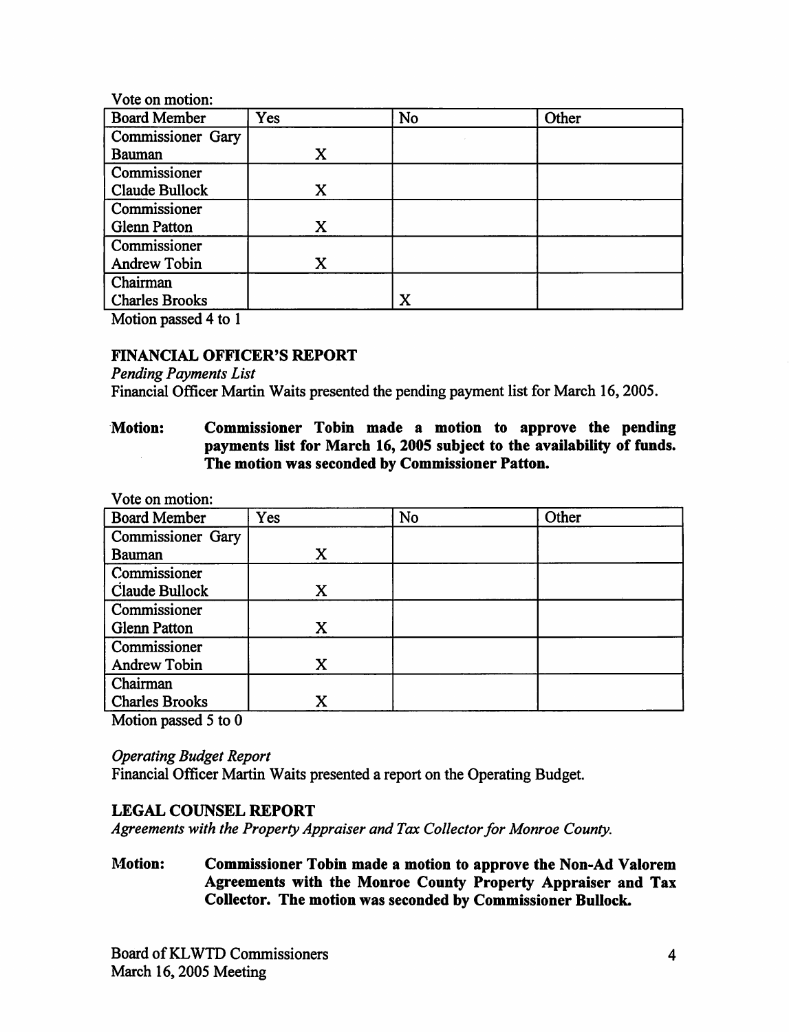Vote on motion:

| Board Member | Yes | No | Other |
|---|---|---|---|
| Commissioner Gary Bauman | X | | |
| Commissioner Claude Bullock | X | | |
| Commissioner Glenn Patton | X | | |
| Commissioner Andrew Tobin | X | | |
| Chairman Charles Brooks | | X | |

Motion passed 4 to 1

## FINANCIAL OFFICER'S REPORT

*Pending Payments List*

Financial Officer Martin Waits presented the pending payment list for March 16, 2005.

**Motion: Commissioner Tobin made a motion to approve the pending payments list for March 16, 2005 subject to the availability of funds. The motion was seconded by Commissioner Patton.**

Vote on motion:

| Board Member | Yes | No | Other |
|---|---|---|---|
| Commissioner Gary Bauman | X | | |
| Commissioner Claude Bullock | X | | |
| Commissioner Glenn Patton | X | | |
| Commissioner Andrew Tobin | X | | |
| Chairman Charles Brooks | X | | |

Motion passed 5 to 0

*Operating Budget Report*

Financial Officer Martin Waits presented a report on the Operating Budget.

## LEGAL COUNSEL REPORT

*Agreements with the Property Appraiser and Tax Collector for Monroe County.*

**Motion: Commissioner Tobin made a motion to approve the Non-Ad Valorem Agreements with the Monroe County Property Appraiser and Tax Collector. The motion was seconded by Commissioner Bullock.**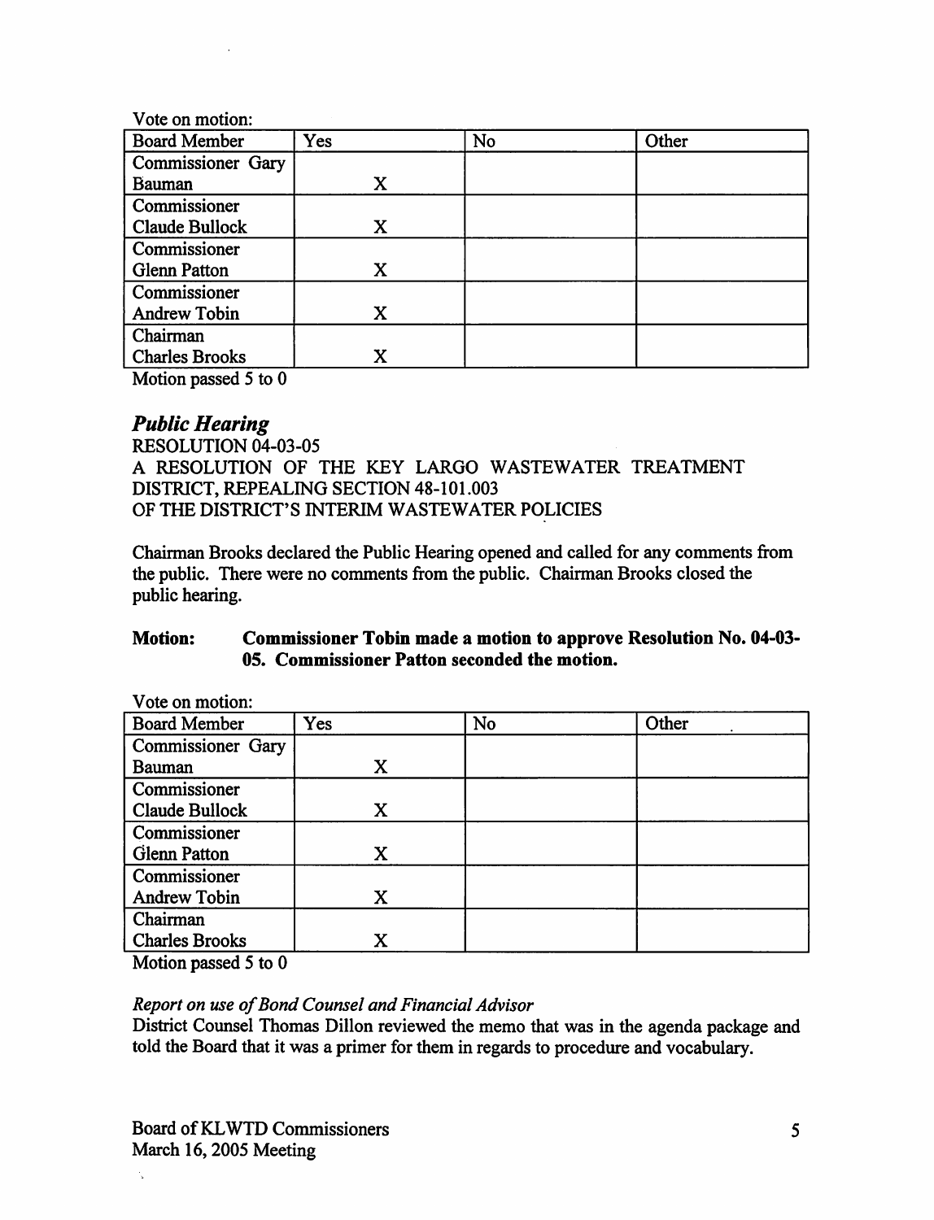Vote on motion:

| Board Member | Yes | No | Other |
|---|---|---|---|
| Commissioner Gary Bauman | X | | |
| Commissioner Claude Bullock | X | | |
| Commissioner Glenn Patton | X | | |
| Commissioner Andrew Tobin | X | | |
| Chairman Charles Brooks | X | | |

Motion passed 5 to 0

## *Public Hearing*

RESOLUTION 04-03-05
A RESOLUTION OF THE KEY LARGO WASTEWATER TREATMENT DISTRICT, REPEALING SECTION 48-101.003
OF THE DISTRICT'S INTERIM WASTEWATER POLICIES

Chairman Brooks declared the Public Hearing opened and called for any comments from the public. There were no comments from the public. Chairman Brooks closed the public hearing.

**Motion: Commissioner Tobin made a motion to approve Resolution No. 04-03-05. Commissioner Patton seconded the motion.**

Vote on motion:

| Board Member | Yes | No | Other |
|---|---|---|---|
| Commissioner Gary Bauman | X | | |
| Commissioner Claude Bullock | X | | |
| Commissioner Glenn Patton | X | | |
| Commissioner Andrew Tobin | X | | |
| Chairman Charles Brooks | X | | |

Motion passed 5 to 0

*Report on use of Bond Counsel and Financial Advisor*

District Counsel Thomas Dillon reviewed the memo that was in the agenda package and told the Board that it was a primer for them in regards to procedure and vocabulary.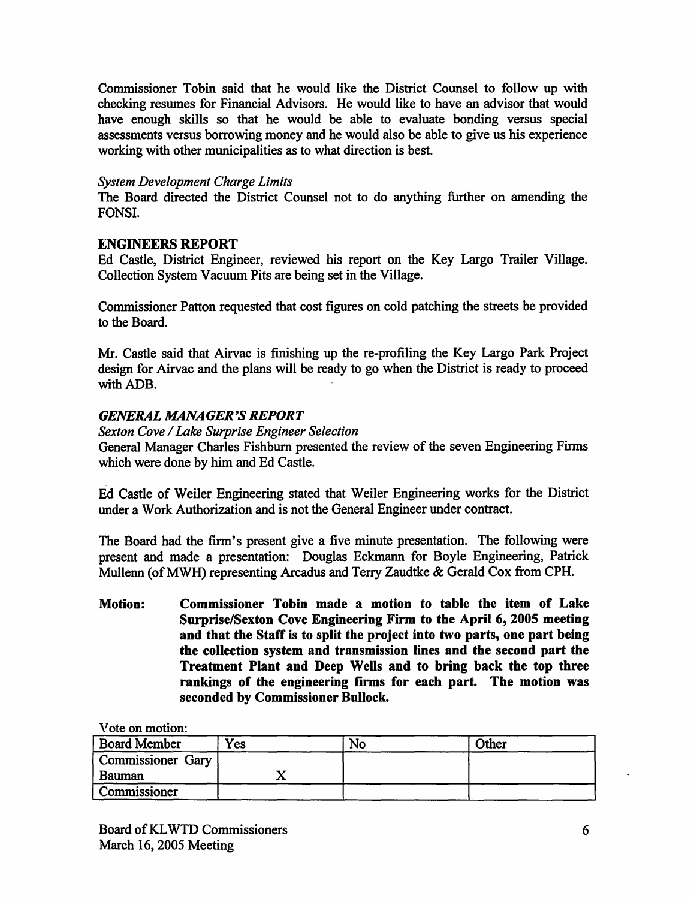Commissioner Tobin said that he would like the District Counsel to follow up with checking resumes for Financial Advisors. He would like to have an advisor that would have enough skills so that he would be able to evaluate bonding versus special assessments versus borrowing money and he would also be able to give us his experience working with other municipalities as to what direction is best.

*System Development Charge Limits*

The Board directed the District Counsel not to do anything further on amending the FONSI.

**ENGINEERS REPORT**

Ed Castle, District Engineer, reviewed his report on the Key Largo Trailer Village. Collection System Vacuum Pits are being set in the Village.

Commissioner Patton requested that cost figures on cold patching the streets be provided to the Board.

Mr. Castle said that Airvac is finishing up the re-profiling the Key Largo Park Project design for Airvac and the plans will be ready to go when the District is ready to proceed with ADB.

***GENERAL MANAGER'S REPORT***

*Sexton Cove / Lake Surprise Engineer Selection*

General Manager Charles Fishburn presented the review of the seven Engineering Firms which were done by him and Ed Castle.

Ed Castle of Weiler Engineering stated that Weiler Engineering works for the District under a Work Authorization and is not the General Engineer under contract.

The Board had the firm's present give a five minute presentation. The following were present and made a presentation: Douglas Eckmann for Boyle Engineering, Patrick Mullenn (of MWH) representing Arcadus and Terry Zaudtke & Gerald Cox from CPH.

**Motion: Commissioner Tobin made a motion to table the item of Lake Surprise/Sexton Cove Engineering Firm to the April 6, 2005 meeting and that the Staff is to split the project into two parts, one part being the collection system and transmission lines and the second part the Treatment Plant and Deep Wells and to bring back the top three rankings of the engineering firms for each part. The motion was seconded by Commissioner Bullock.**

Vote on motion:

| Board Member | Yes | No | Other |
|---|---|---|---|
| Commissioner Gary Bauman | X | | |
| Commissioner | | | |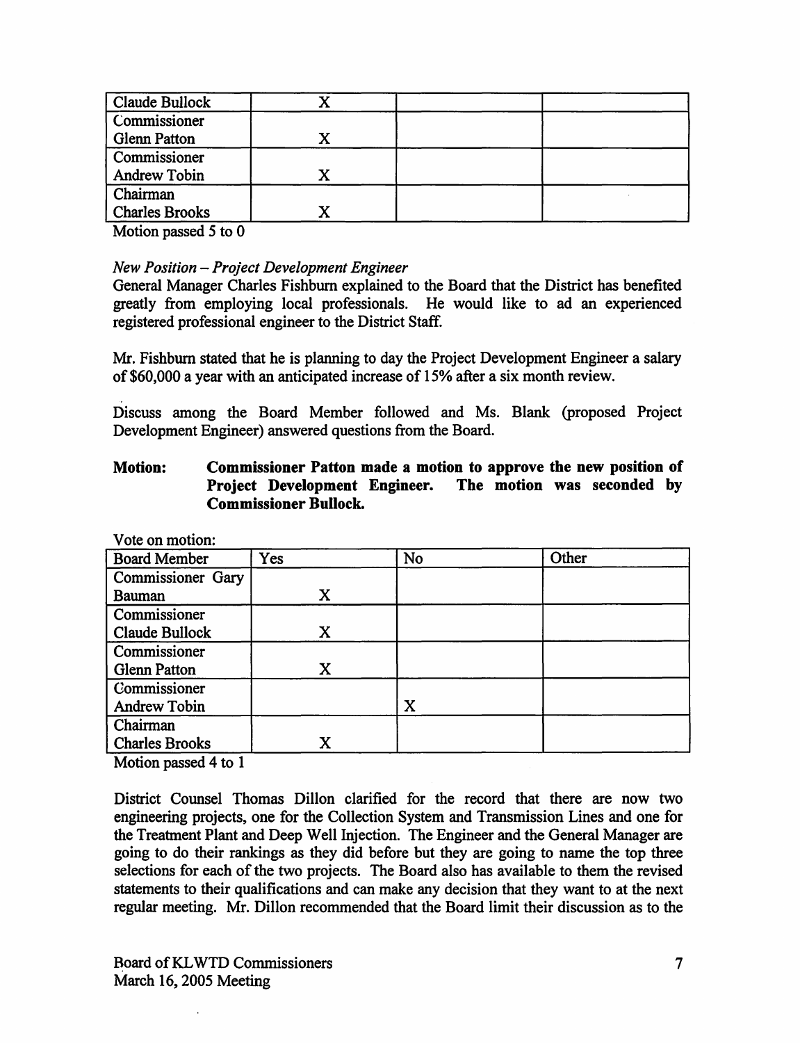| Claude Bullock | X | | |
|---|---|---|---|
| Commissioner Glenn Patton | X | | |
| Commissioner Andrew Tobin | X | | |
| Chairman Charles Brooks | X | | |

Motion passed 5 to 0

*New Position – Project Development Engineer*

General Manager Charles Fishburn explained to the Board that the District has benefited greatly from employing local professionals. He would like to ad an experienced registered professional engineer to the District Staff.

Mr. Fishburn stated that he is planning to day the Project Development Engineer a salary of $60,000 a year with an anticipated increase of 15% after a six month review.

Discuss among the Board Member followed and Ms. Blank (proposed Project Development Engineer) answered questions from the Board.

**Motion: Commissioner Patton made a motion to approve the new position of Project Development Engineer. The motion was seconded by Commissioner Bullock.**

Vote on motion:

| Board Member | Yes | No | Other |
|---|---|---|---|
| Commissioner Gary Bauman | X | | |
| Commissioner Claude Bullock | X | | |
| Commissioner Glenn Patton | X | | |
| Commissioner Andrew Tobin | | X | |
| Chairman Charles Brooks | X | | |

Motion passed 4 to 1

District Counsel Thomas Dillon clarified for the record that there are now two engineering projects, one for the Collection System and Transmission Lines and one for the Treatment Plant and Deep Well Injection. The Engineer and the General Manager are going to do their rankings as they did before but they are going to name the top three selections for each of the two projects. The Board also has available to them the revised statements to their qualifications and can make any decision that they want to at the next regular meeting. Mr. Dillon recommended that the Board limit their discussion as to the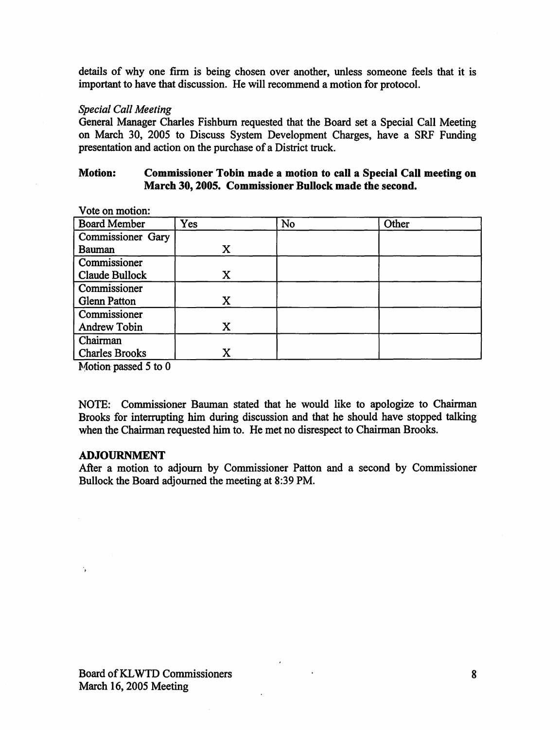details of why one firm is being chosen over another, unless someone feels that it is important to have that discussion. He will recommend a motion for protocol.

*Special Call Meeting*

General Manager Charles Fishburn requested that the Board set a Special Call Meeting on March 30, 2005 to Discuss System Development Charges, have a SRF Funding presentation and action on the purchase of a District truck.

**Motion: Commissioner Tobin made a motion to call a Special Call meeting on March 30, 2005. Commissioner Bullock made the second.**

Vote on motion:

| Board Member | Yes | No | Other |
|---|---|---|---|
| Commissioner Gary Bauman | X | | |
| Commissioner Claude Bullock | X | | |
| Commissioner Glenn Patton | X | | |
| Commissioner Andrew Tobin | X | | |
| Chairman Charles Brooks | X | | |

Motion passed 5 to 0

NOTE: Commissioner Bauman stated that he would like to apologize to Chairman Brooks for interrupting him during discussion and that he should have stopped talking when the Chairman requested him to. He met no disrespect to Chairman Brooks.

**ADJOURNMENT**

After a motion to adjourn by Commissioner Patton and a second by Commissioner Bullock the Board adjourned the meeting at 8:39 PM.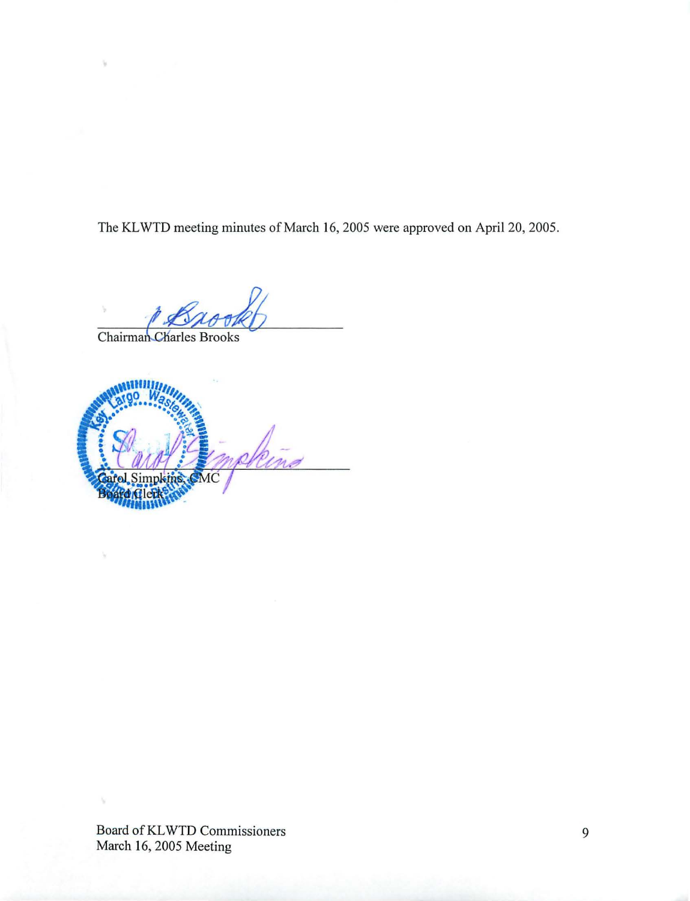The KLWTD meeting minutes of March 16, 2005 were approved on April 20, 2005.

Chairman Charles Brooks

Carol Simpkins, CMC
Board Clerk

Board of KLWTD Commissioners
March 16, 2005 Meeting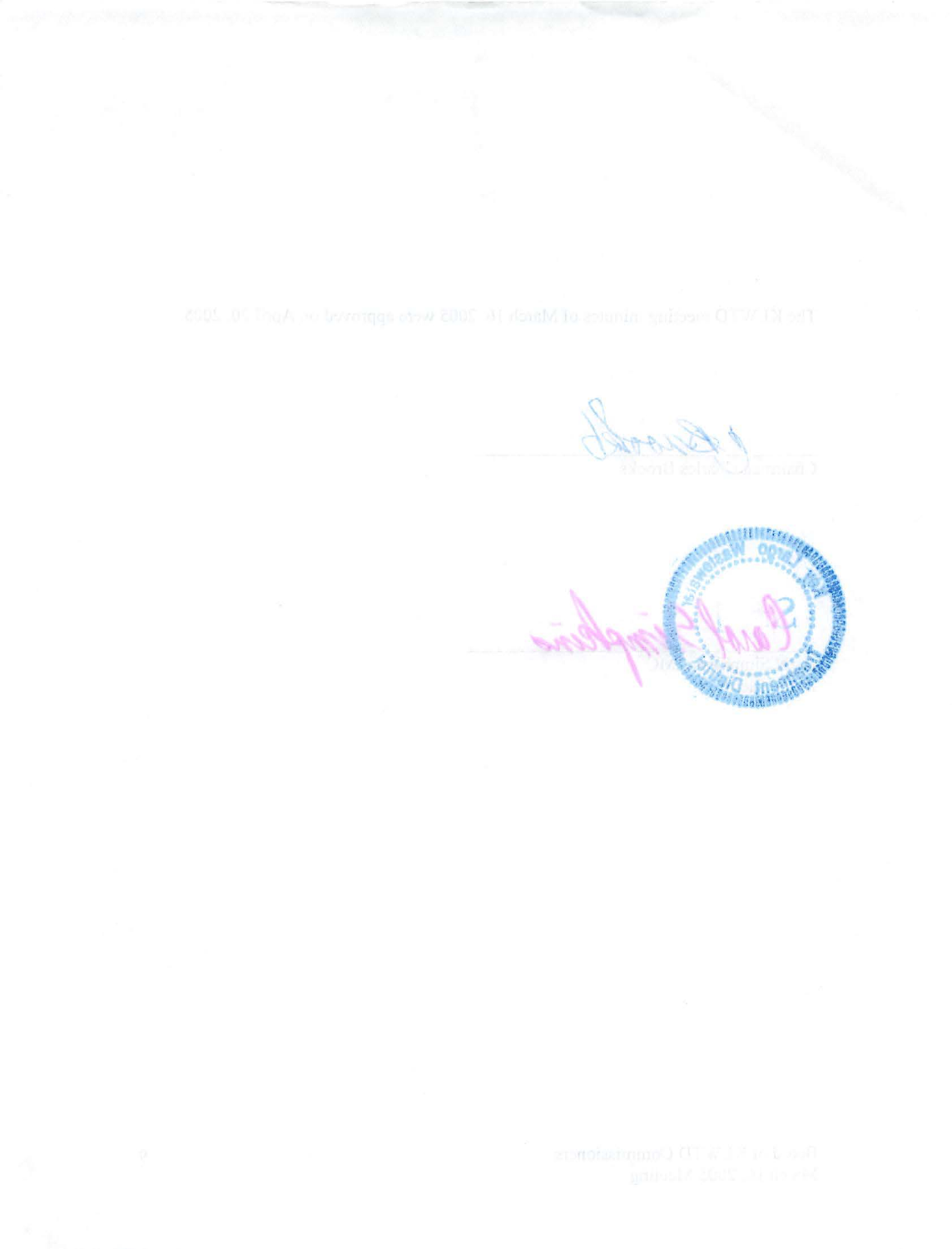The KLWTD meeting minutes of March 16, 2005 were approved on April 20, 2005

______________________________
Chairman Charles Brooks

______________________________
Carol Simpkins, CMC